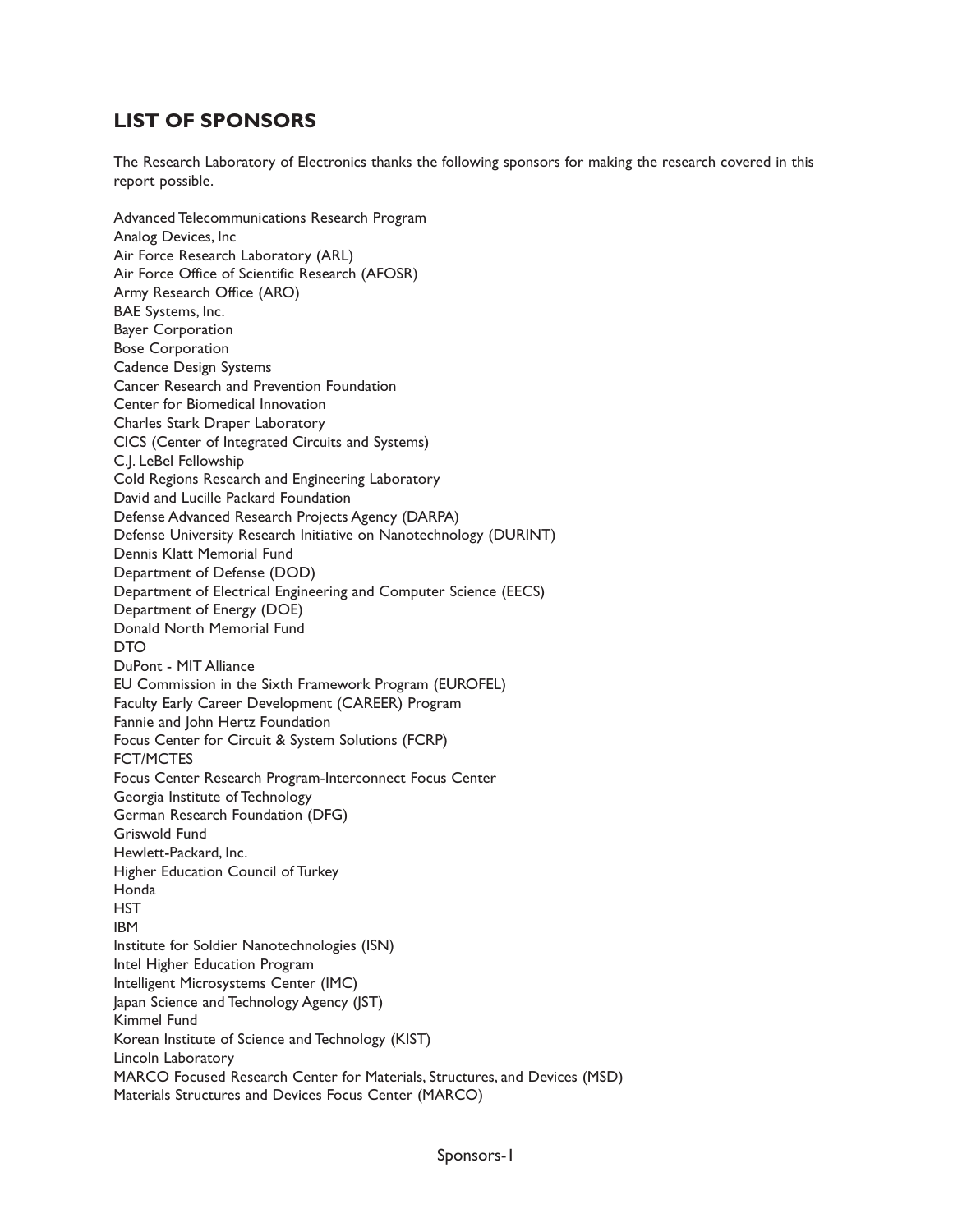## LIST OF SPONSORS

The Research Laboratory of Electronics thanks the following sponsors for making the research covered in this report possible.

Advanced Telecommunications Research Program
Analog Devices, Inc
Air Force Research Laboratory (ARL)
Air Force Office of Scientific Research (AFOSR)
Army Research Office (ARO)
BAE Systems, Inc.
Bayer Corporation
Bose Corporation
Cadence Design Systems
Cancer Research and Prevention Foundation
Center for Biomedical Innovation
Charles Stark Draper Laboratory
CICS (Center of Integrated Circuits and Systems)
C.J. LeBel Fellowship
Cold Regions Research and Engineering Laboratory
David and Lucille Packard Foundation
Defense Advanced Research Projects Agency (DARPA)
Defense University Research Initiative on Nanotechnology (DURINT)
Dennis Klatt Memorial Fund
Department of Defense (DOD)
Department of Electrical Engineering and Computer Science (EECS)
Department of Energy (DOE)
Donald North Memorial Fund
DTO
DuPont - MIT Alliance
EU Commission in the Sixth Framework Program (EUROFEL)
Faculty Early Career Development (CAREER) Program
Fannie and John Hertz Foundation
Focus Center for Circuit & System Solutions (FCRP)
FCT/MCTES
Focus Center Research Program-Interconnect Focus Center
Georgia Institute of Technology
German Research Foundation (DFG)
Griswold Fund
Hewlett-Packard, Inc.
Higher Education Council of Turkey
Honda
HST
IBM
Institute for Soldier Nanotechnologies (ISN)
Intel Higher Education Program
Intelligent Microsystems Center (IMC)
Japan Science and Technology Agency (JST)
Kimmel Fund
Korean Institute of Science and Technology (KIST)
Lincoln Laboratory
MARCO Focused Research Center for Materials, Structures, and Devices (MSD)
Materials Structures and Devices Focus Center (MARCO)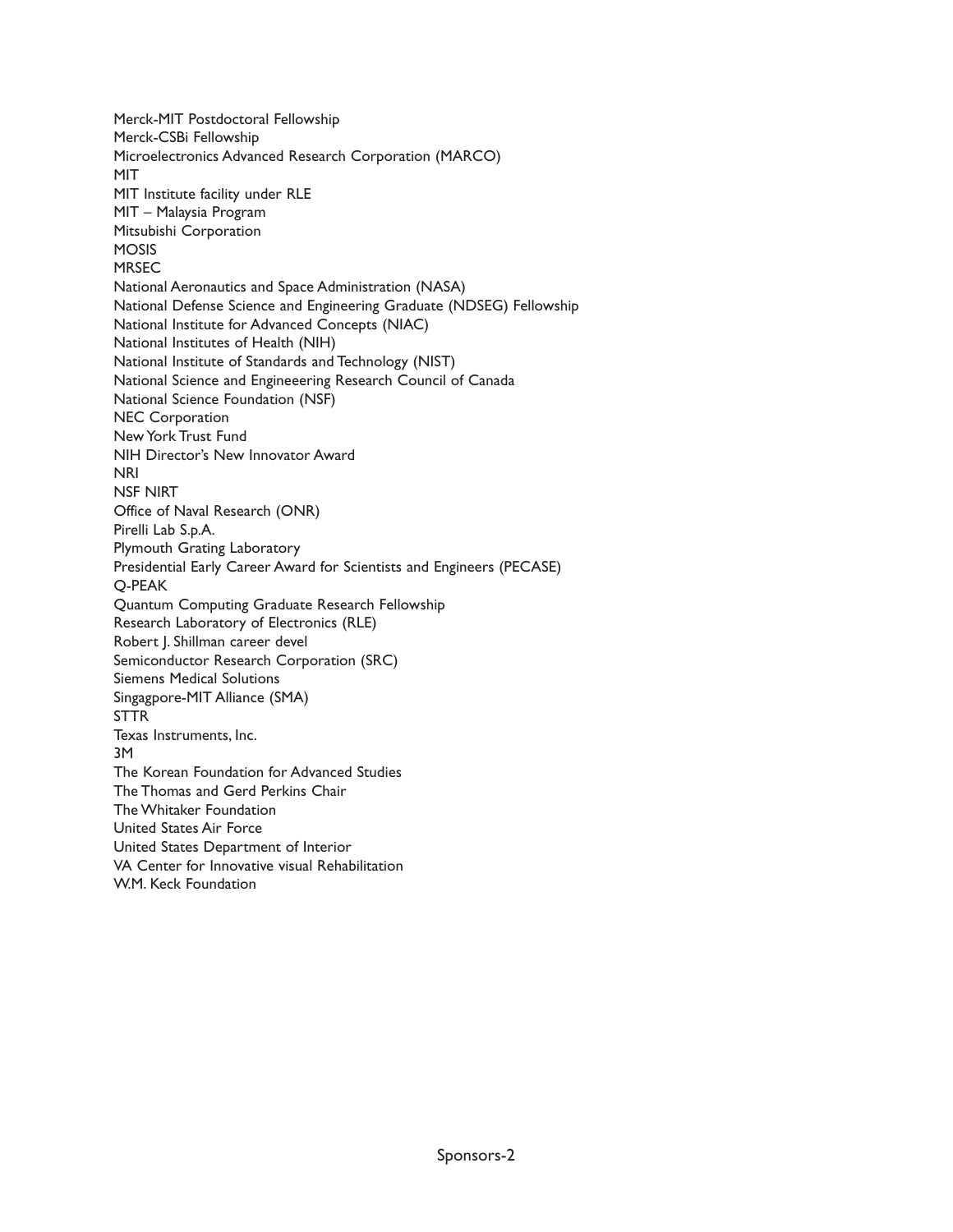Merck-MIT Postdoctoral Fellowship
Merck-CSBi Fellowship
Microelectronics Advanced Research Corporation (MARCO)
MIT
MIT Institute facility under RLE
MIT – Malaysia Program
Mitsubishi Corporation
MOSIS
MRSEC
National Aeronautics and Space Administration (NASA)
National Defense Science and Engineering Graduate (NDSEG) Fellowship
National Institute for Advanced Concepts (NIAC)
National Institutes of Health (NIH)
National Institute of Standards and Technology (NIST)
National Science and Engineeering Research Council of Canada
National Science Foundation (NSF)
NEC Corporation
New York Trust Fund
NIH Director's New Innovator Award
NRI
NSF NIRT
Office of Naval Research (ONR)
Pirelli Lab S.p.A.
Plymouth Grating Laboratory
Presidential Early Career Award for Scientists and Engineers (PECASE)
Q-PEAK
Quantum Computing Graduate Research Fellowship
Research Laboratory of Electronics (RLE)
Robert J. Shillman career devel
Semiconductor Research Corporation (SRC)
Siemens Medical Solutions
Singagpore-MIT Alliance (SMA)
STTR
Texas Instruments, Inc.
3M
The Korean Foundation for Advanced Studies
The Thomas and Gerd Perkins Chair
The Whitaker Foundation
United States Air Force
United States Department of Interior
VA Center for Innovative visual Rehabilitation
W.M. Keck Foundation